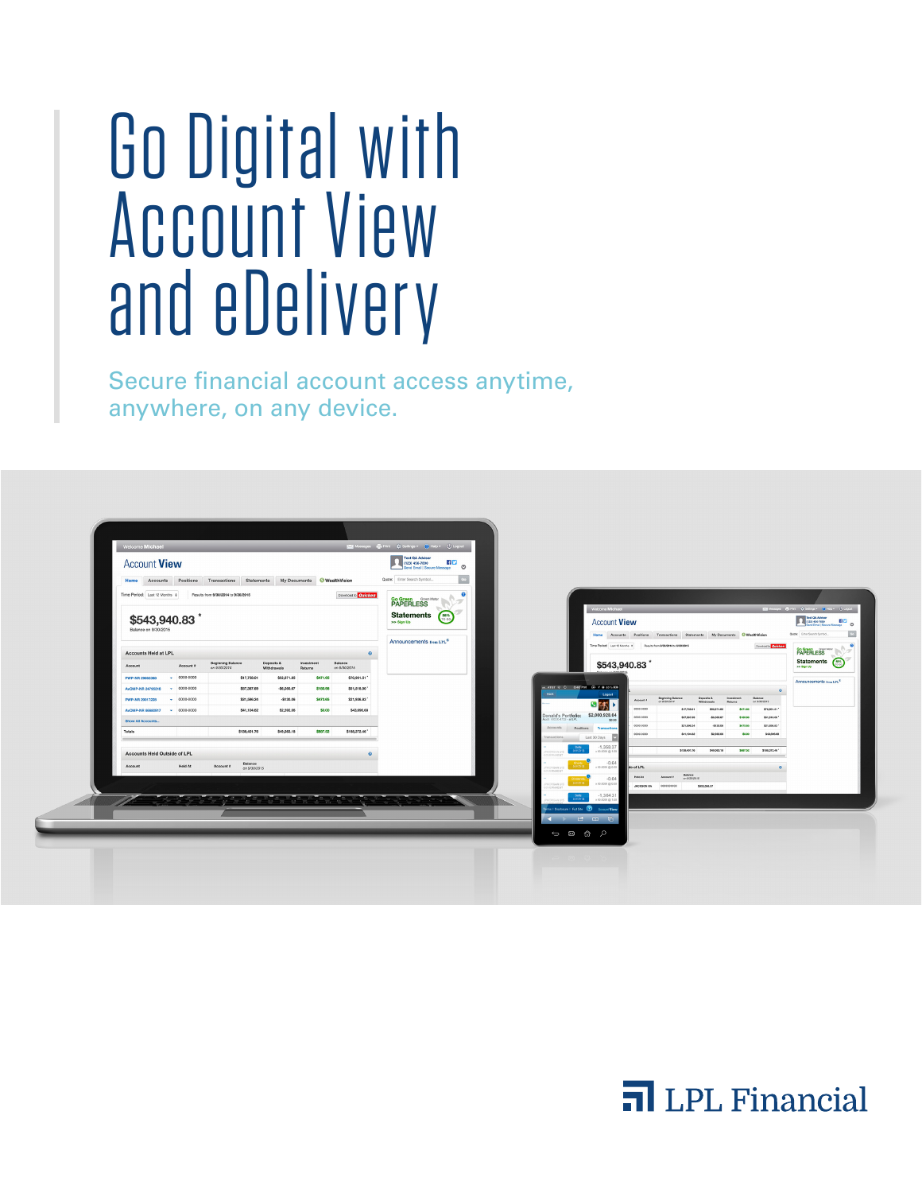# Go Digital with Account View and eDelivery

Secure financial account access anytime, anywhere, on any device.

LPL Financial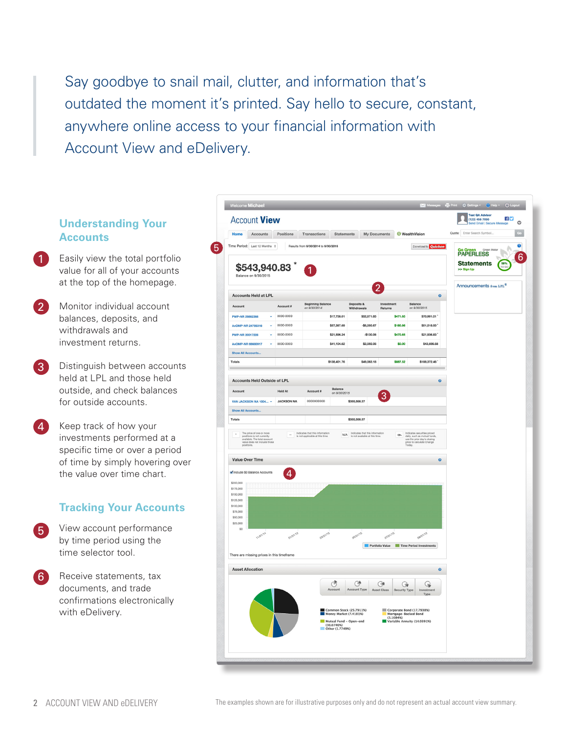Say goodbye to snail mail, clutter, and information that's outdated the moment it's printed. Say hello to secure, constant, anywhere online access to your financial information with Account View and eDelivery.

## Understanding Your Accounts

1. Easily view the total portfolio value for all of your accounts at the top of the homepage.
2. Monitor individual account balances, deposits, and withdrawals and investment returns.
3. Distinguish between accounts held at LPL and those held outside, and check balances for outside accounts.
4. Keep track of how your investments performed at a specific time or over a period of time by simply hovering over the value over time chart.

## Tracking Your Accounts

5. View account performance by time period using the time selector tool.
6. Receive statements, tax documents, and trade confirmations electronically with eDelivery.

The examples shown are for illustrative purposes only and do not represent an actual account view summary.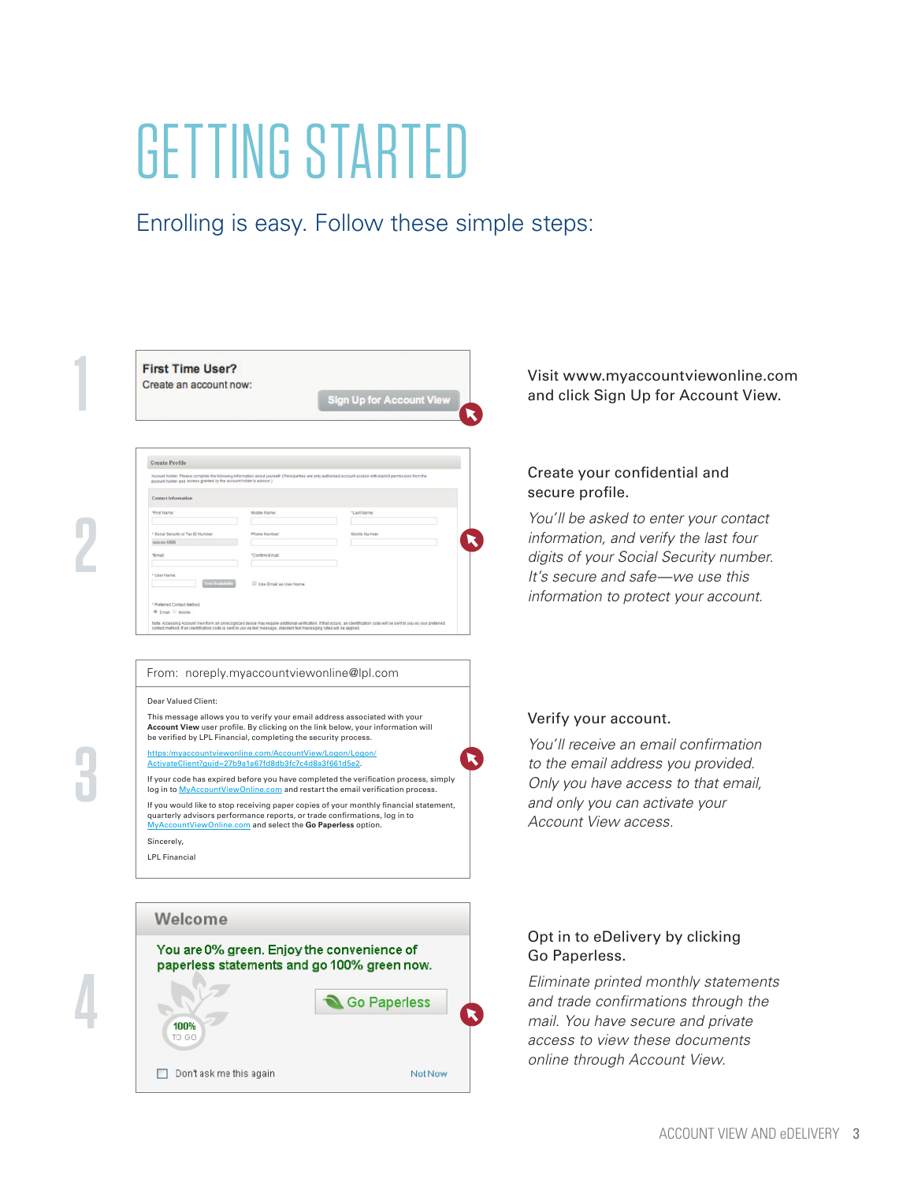# GETTING STARTED

## Enrolling is easy. Follow these simple steps:

**1**

First Time User?
Create an account now:
Sign Up for Account View

Visit www.myaccountviewonline.com and click Sign Up for Account View.

**2**

Create your confidential and secure profile.

*You'll be asked to enter your contact information, and verify the last four digits of your Social Security number. It's secure and safe—we use this information to protect your account.*

**3**

From: noreply.myaccountviewonline@lpl.com

Dear Valued Client:

This message allows you to verify your email address associated with your **Account View** user profile. By clicking on the link below, your information will be verified by LPL Financial, completing the security process.

https://myaccountviewonline.com/AccountView/Logon/Logon/ActivateClient?guid=27b9a1a67fd8db3fc7c4d8a3f661d5e2.

If your code has expired before you have completed the verification process, simply log in to MyAccountViewOnline.com and restart the email verification process.

If you would like to stop receiving paper copies of your monthly financial statement, quarterly advisors performance reports, or trade confirmations, log in to MyAccountViewOnline.com and select the **Go Paperless** option.

Sincerely,

LPL Financial

Verify your account.

*You'll receive an email confirmation to the email address you provided. Only you have access to that email, and only you can activate your Account View access.*

**4**

Welcome

You are 0% green. Enjoy the convenience of paperless statements and go 100% green now.

100% TO GO

Go Paperless

Don't ask me this again

Not Now

Opt in to eDelivery by clicking Go Paperless.

*Eliminate printed monthly statements and trade confirmations through the mail. You have secure and private access to view these documents online through Account View.*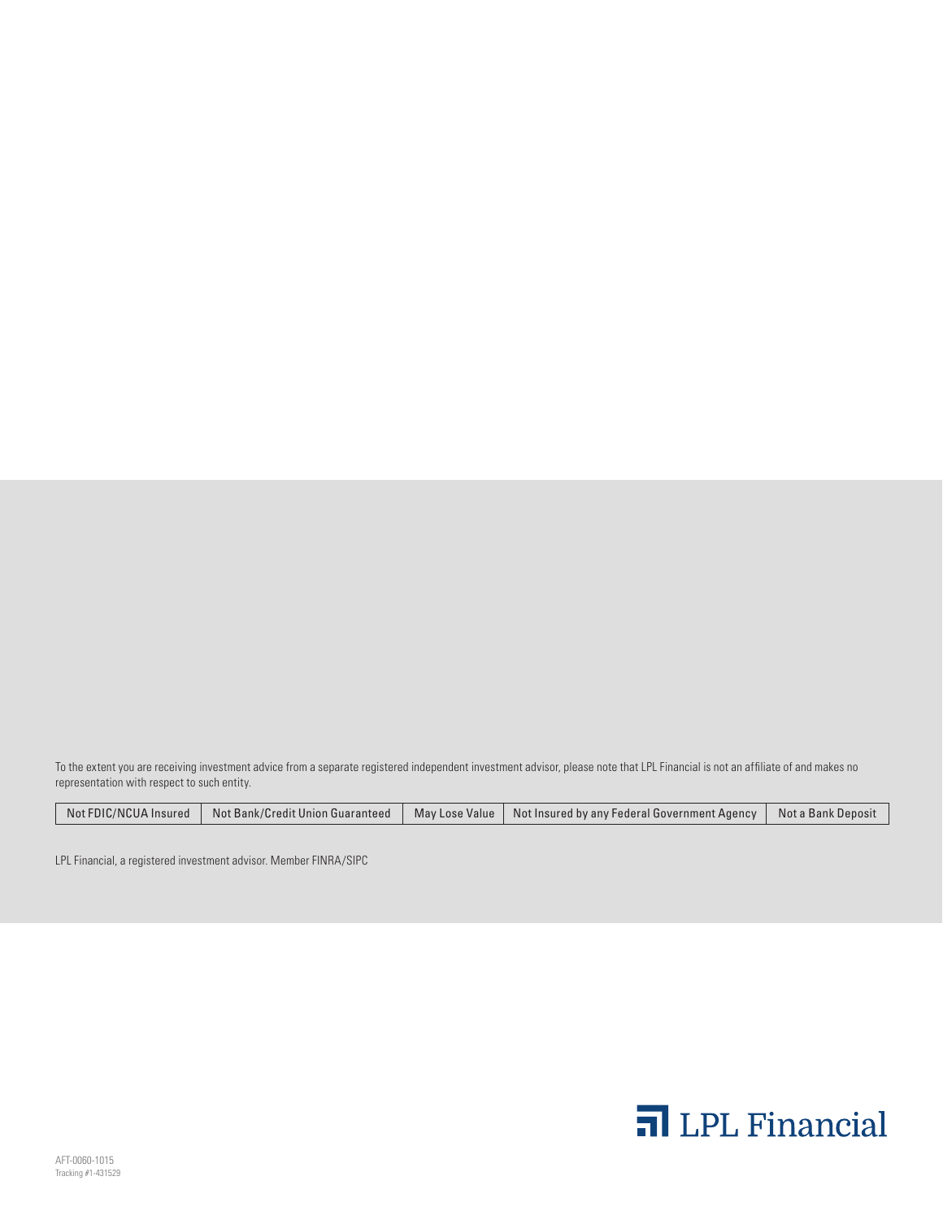To the extent you are receiving investment advice from a separate registered independent investment advisor, please note that LPL Financial is not an affiliate of and makes no representation with respect to such entity.

| | | | | |
|---|---|---|---|---|
| Not FDIC/NCUA Insured | Not Bank/Credit Union Guaranteed | May Lose Value | Not Insured by any Federal Government Agency | Not a Bank Deposit |

LPL Financial, a registered investment advisor. Member FINRA/SIPC

LPL Financial

AFT-0060-1015
Tracking #1-431529